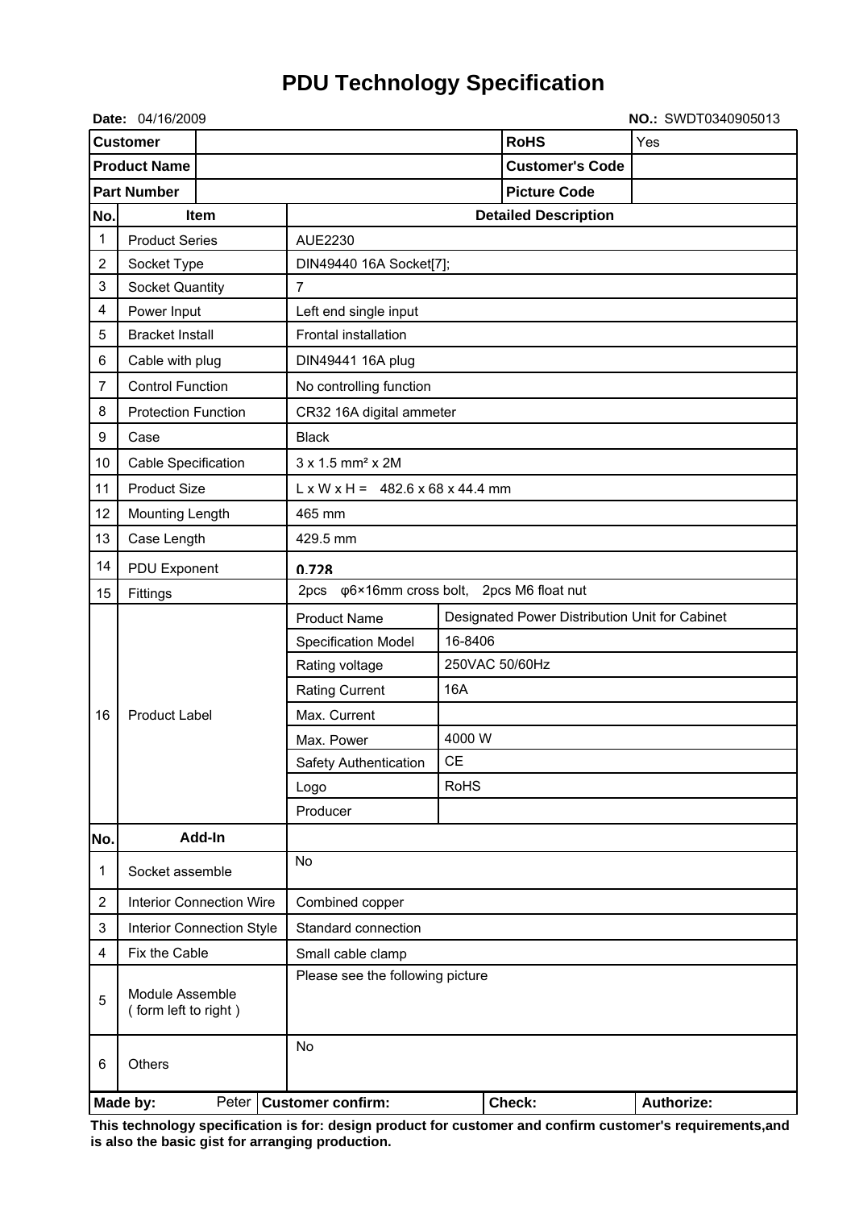# PDU Technology Specification

**Date:** 04/16/2009 **NO.:** SWDT0340905013

| **Customer** | | **RoHS** | Yes |
|---|---|---|---|
| **Product Name** | | **Customer's Code** | |
| **Part Number** | | **Picture Code** | |

| **No.** | **Item** | **Detailed Description** | |
|---|---|---|---|
| 1 | Product Series | AUE2230 | |
| 2 | Socket Type | DIN49440 16A Socket[7]; | |
| 3 | Socket Quantity | 7 | |
| 4 | Power Input | Left end single input | |
| 5 | Bracket Install | Frontal installation | |
| 6 | Cable with plug | DIN49441 16A plug | |
| 7 | Control Function | No controlling function | |
| 8 | Protection Function | CR32 16A digital ammeter | |
| 9 | Case | Black | |
| 10 | Cable Specification | 3 x 1.5 mm² x 2M | |
| 11 | Product Size | L x W x H = 482.6 x 68 x 44.4 mm | |
| 12 | Mounting Length | 465 mm | |
| 13 | Case Length | 429.5 mm | |
| 14 | PDU Exponent | 0.728 | |
| 15 | Fittings | 2pcs φ6×16mm cross bolt, 2pcs M6 float nut | |
| 16 | Product Label | Product Name | Designated Power Distribution Unit for Cabinet |
| | | Specification Model | 16-8406 |
| | | Rating voltage | 250VAC 50/60Hz |
| | | Rating Current | 16A |
| | | Max. Current | |
| | | Max. Power | 4000 W |
| | | Safety Authentication | CE |
| | | Logo | RoHS |
| | | Producer | |
| **No.** | **Add-In** | | |
| 1 | Socket assemble | No | |
| 2 | Interior Connection Wire | Combined copper | |
| 3 | Interior Connection Style | Standard connection | |
| 4 | Fix the Cable | Small cable clamp | |
| 5 | Module Assemble ( form left to right ) | Please see the following picture | |
| 6 | Others | No | |

| **Made by:** Peter | **Customer confirm:** | **Check:** | **Authorize:** |
|---|---|---|---|

**This technology specification is for: design product for customer and confirm customer's requirements,and is also the basic gist for arranging production.**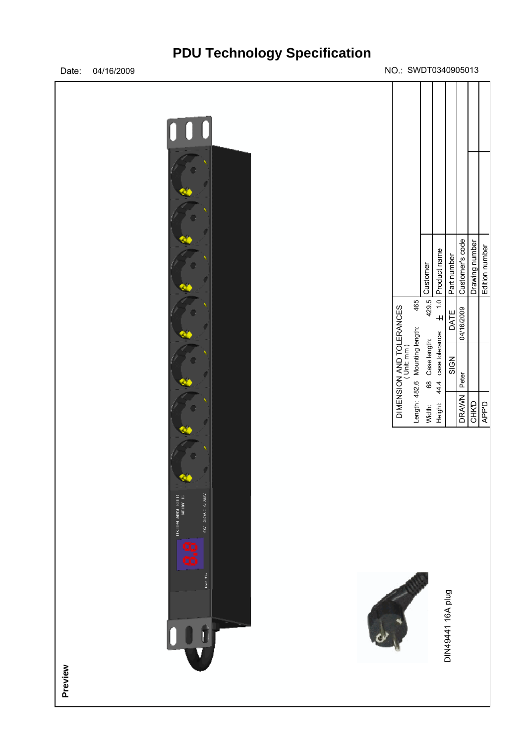# PDU Technology Specification

Date: 04/16/2009

NO.: SWDT0340905013

Preview

DIN49441 16A plug

**DIMENSION AND TOLERANCES** ( Unit: mm )

| | | | |
|---|---|---|---|
| Length: | 482.6 | Mounting length: | 465 |
| Width: | 68 | Case length: | 429.5 |
| Height: | 44.4 | case tolerance: | ± 1.0 |

| | SIGN | DATE |
|---|---|---|
| DRAWN | Peter | 04/16/2009 |
| CHK'D | | |
| APP'D | | |

| | |
|---|---|
| Customer | |
| Product name | |
| Part number | |
| Customer's code | |
| Drawing number | |
| Edition number | |